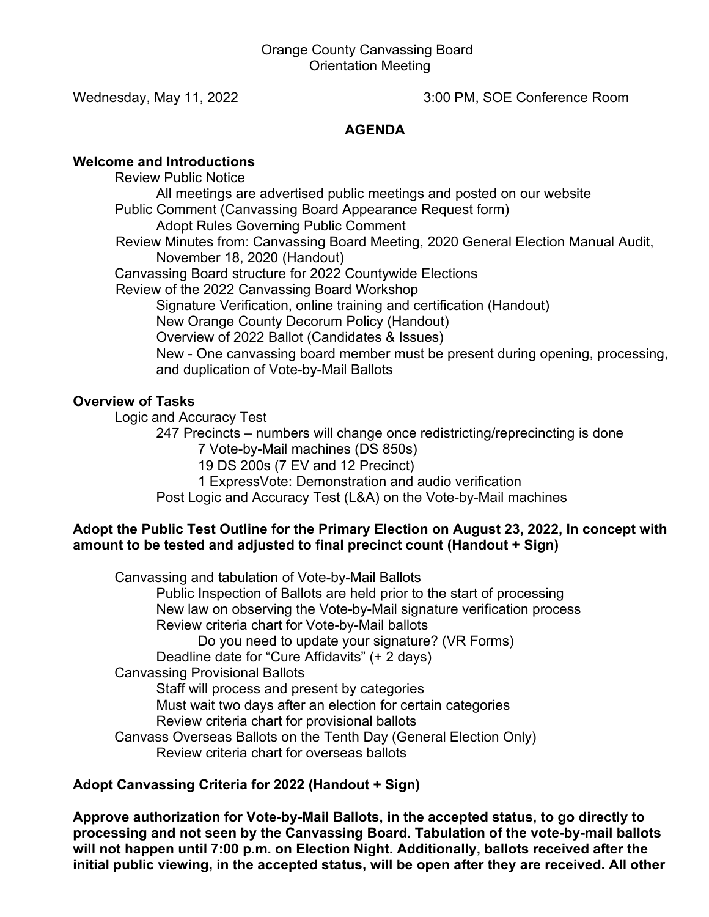Orange County Canvassing Board
Orientation Meeting

Wednesday, May 11, 2022 3:00 PM, SOE Conference Room

## AGENDA

**Welcome and Introductions**

- Review Public Notice
  - All meetings are advertised public meetings and posted on our website
- Public Comment (Canvassing Board Appearance Request form)
  - Adopt Rules Governing Public Comment
- Review Minutes from: Canvassing Board Meeting, 2020 General Election Manual Audit, November 18, 2020 (Handout)
- Canvassing Board structure for 2022 Countywide Elections
- Review of the 2022 Canvassing Board Workshop
  - Signature Verification, online training and certification (Handout)
  - New Orange County Decorum Policy (Handout)
  - Overview of 2022 Ballot (Candidates & Issues)
  - New - One canvassing board member must be present during opening, processing, and duplication of Vote-by-Mail Ballots

**Overview of Tasks**

- Logic and Accuracy Test
  - 247 Precincts – numbers will change once redistricting/reprecincting is done
    - 7 Vote-by-Mail machines (DS 850s)
    - 19 DS 200s (7 EV and 12 Precinct)
    - 1 ExpressVote: Demonstration and audio verification
  - Post Logic and Accuracy Test (L&A) on the Vote-by-Mail machines

**Adopt the Public Test Outline for the Primary Election on August 23, 2022, In concept with amount to be tested and adjusted to final precinct count (Handout + Sign)**

- Canvassing and tabulation of Vote-by-Mail Ballots
  - Public Inspection of Ballots are held prior to the start of processing
  - New law on observing the Vote-by-Mail signature verification process
  - Review criteria chart for Vote-by-Mail ballots
    - Do you need to update your signature? (VR Forms)
  - Deadline date for "Cure Affidavits" (+ 2 days)
- Canvassing Provisional Ballots
  - Staff will process and present by categories
  - Must wait two days after an election for certain categories
  - Review criteria chart for provisional ballots
- Canvass Overseas Ballots on the Tenth Day (General Election Only)
  - Review criteria chart for overseas ballots

**Adopt Canvassing Criteria for 2022 (Handout + Sign)**

**Approve authorization for Vote-by-Mail Ballots, in the accepted status, to go directly to processing and not seen by the Canvassing Board. Tabulation of the vote-by-mail ballots will not happen until 7:00 p.m. on Election Night. Additionally, ballots received after the initial public viewing, in the accepted status, will be open after they are received. All other**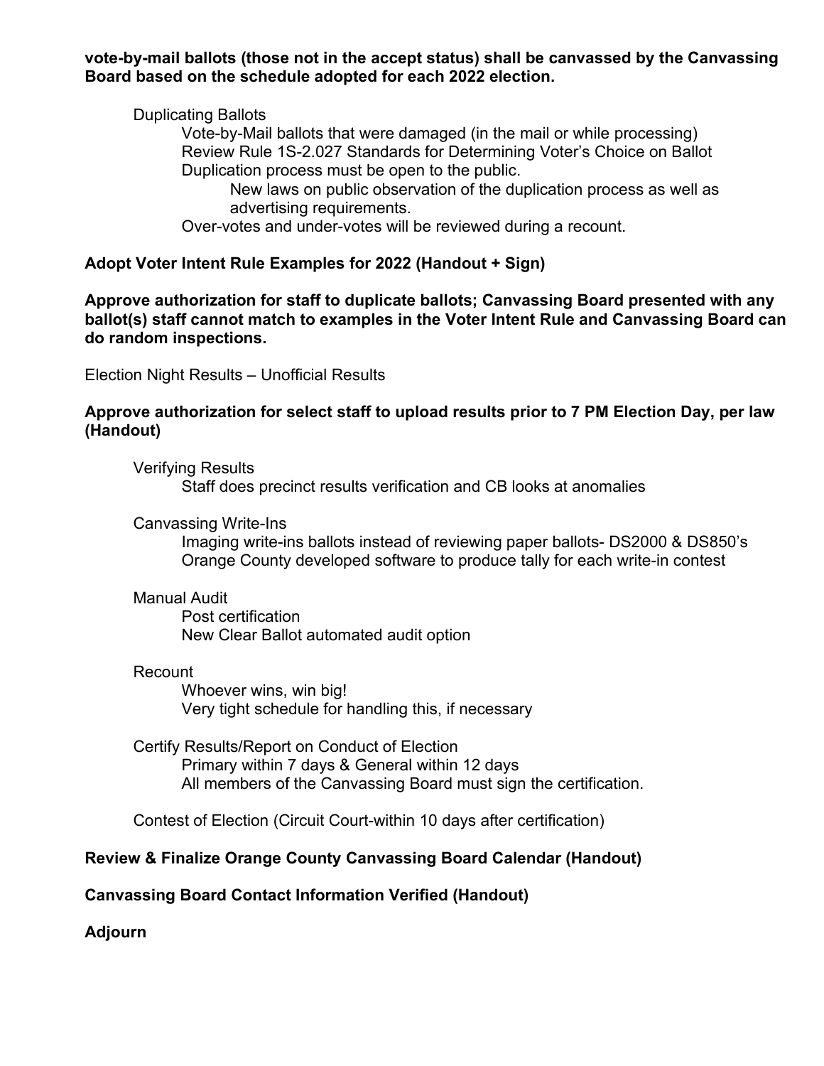**vote-by-mail ballots (those not in the accept status) shall be canvassed by the Canvassing Board based on the schedule adopted for each 2022 election.**

- Duplicating Ballots
  - Vote-by-Mail ballots that were damaged (in the mail or while processing)
  - Review Rule 1S-2.027 Standards for Determining Voter's Choice on Ballot
  - Duplication process must be open to the public.
    - New laws on public observation of the duplication process as well as advertising requirements.
  - Over-votes and under-votes will be reviewed during a recount.

**Adopt Voter Intent Rule Examples for 2022 (Handout + Sign)**

**Approve authorization for staff to duplicate ballots; Canvassing Board presented with any ballot(s) staff cannot match to examples in the Voter Intent Rule and Canvassing Board can do random inspections.**

Election Night Results – Unofficial Results

**Approve authorization for select staff to upload results prior to 7 PM Election Day, per law (Handout)**

- Verifying Results
  - Staff does precinct results verification and CB looks at anomalies
- Canvassing Write-Ins
  - Imaging write-ins ballots instead of reviewing paper ballots- DS2000 & DS850's
  - Orange County developed software to produce tally for each write-in contest
- Manual Audit
  - Post certification
  - New Clear Ballot automated audit option
- Recount
  - Whoever wins, win big!
  - Very tight schedule for handling this, if necessary
- Certify Results/Report on Conduct of Election
  - Primary within 7 days & General within 12 days
  - All members of the Canvassing Board must sign the certification.
- Contest of Election (Circuit Court-within 10 days after certification)

**Review & Finalize Orange County Canvassing Board Calendar (Handout)**

**Canvassing Board Contact Information Verified (Handout)**

**Adjourn**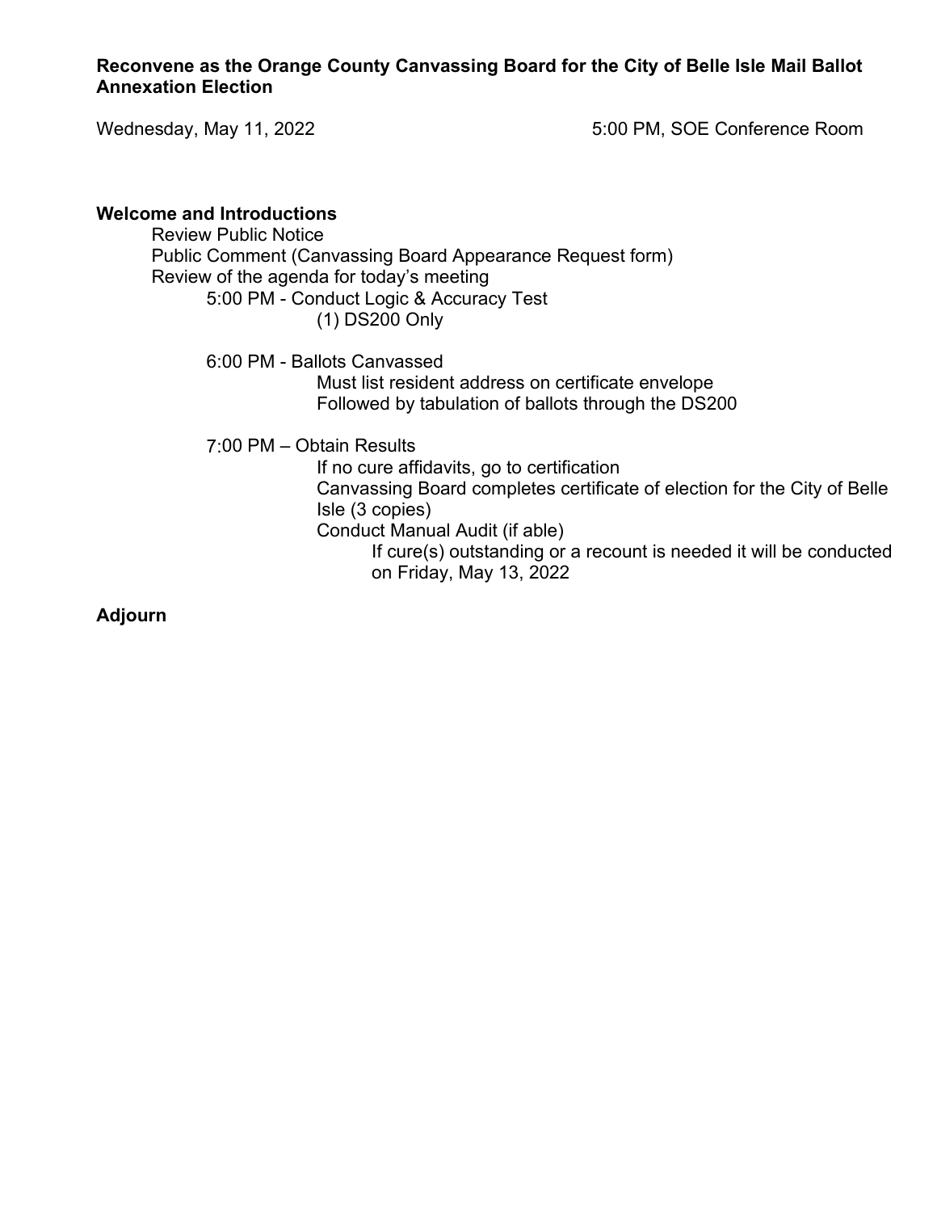**Reconvene as the Orange County Canvassing Board for the City of Belle Isle Mail Ballot Annexation Election**

Wednesday, May 11, 2022 5:00 PM, SOE Conference Room

**Welcome and Introductions**

- Review Public Notice
- Public Comment (Canvassing Board Appearance Request form)
- Review of the agenda for today's meeting
  - 5:00 PM - Conduct Logic & Accuracy Test
    - (1) DS200 Only
  - 6:00 PM - Ballots Canvassed
    - Must list resident address on certificate envelope
    - Followed by tabulation of ballots through the DS200
  - 7:00 PM – Obtain Results
    - If no cure affidavits, go to certification
    - Canvassing Board completes certificate of election for the City of Belle Isle (3 copies)
    - Conduct Manual Audit (if able)
      - If cure(s) outstanding or a recount is needed it will be conducted on Friday, May 13, 2022

**Adjourn**